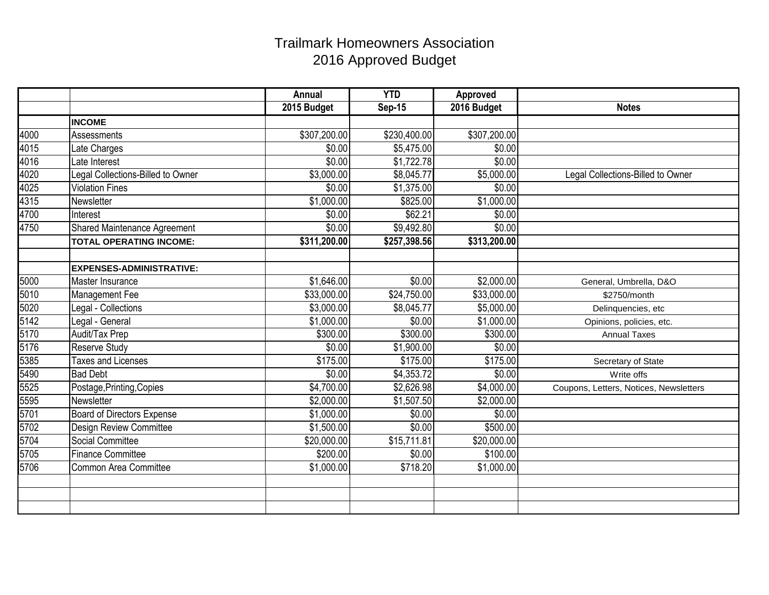# Trailmark Homeowners Association
## 2016 Approved Budget

| | | Annual | YTD | Approved | |
|---|---|---|---|---|---|
| | | 2015 Budget | Sep-15 | 2016 Budget | Notes |
| | **INCOME** | | | | |
| 4000 | Assessments | $307,200.00 | $230,400.00 | $307,200.00 | |
| 4015 | Late Charges | $0.00 | $5,475.00 | $0.00 | |
| 4016 | Late Interest | $0.00 | $1,722.78 | $0.00 | |
| 4020 | Legal Collections-Billed to Owner | $3,000.00 | $8,045.77 | $5,000.00 | Legal Collections-Billed to Owner |
| 4025 | Violation Fines | $0.00 | $1,375.00 | $0.00 | |
| 4315 | Newsletter | $1,000.00 | $825.00 | $1,000.00 | |
| 4700 | Interest | $0.00 | $62.21 | $0.00 | |
| 4750 | Shared Maintenance Agreement | $0.00 | $9,492.80 | $0.00 | |
| | **TOTAL OPERATING INCOME:** | **$311,200.00** | **$257,398.56** | **$313,200.00** | |
| | | | | | |
| | **EXPENSES-ADMINISTRATIVE:** | | | | |
| 5000 | Master Insurance | $1,646.00 | $0.00 | $2,000.00 | General, Umbrella, D&O |
| 5010 | Management Fee | $33,000.00 | $24,750.00 | $33,000.00 | $2750/month |
| 5020 | Legal - Collections | $3,000.00 | $8,045.77 | $5,000.00 | Delinquencies, etc |
| 5142 | Legal - General | $1,000.00 | $0.00 | $1,000.00 | Opinions, policies, etc. |
| 5170 | Audit/Tax Prep | $300.00 | $300.00 | $300.00 | Annual Taxes |
| 5176 | Reserve Study | $0.00 | $1,900.00 | $0.00 | |
| 5385 | Taxes and Licenses | $175.00 | $175.00 | $175.00 | Secretary of State |
| 5490 | Bad Debt | $0.00 | $4,353.72 | $0.00 | Write offs |
| 5525 | Postage,Printing,Copies | $4,700.00 | $2,626.98 | $4,000.00 | Coupons, Letters, Notices, Newsletters |
| 5595 | Newsletter | $2,000.00 | $1,507.50 | $2,000.00 | |
| 5701 | Board of Directors Expense | $1,000.00 | $0.00 | $0.00 | |
| 5702 | Design Review Committee | $1,500.00 | $0.00 | $500.00 | |
| 5704 | Social Committee | $20,000.00 | $15,711.81 | $20,000.00 | |
| 5705 | Finance Committee | $200.00 | $0.00 | $100.00 | |
| 5706 | Common Area Committee | $1,000.00 | $718.20 | $1,000.00 | |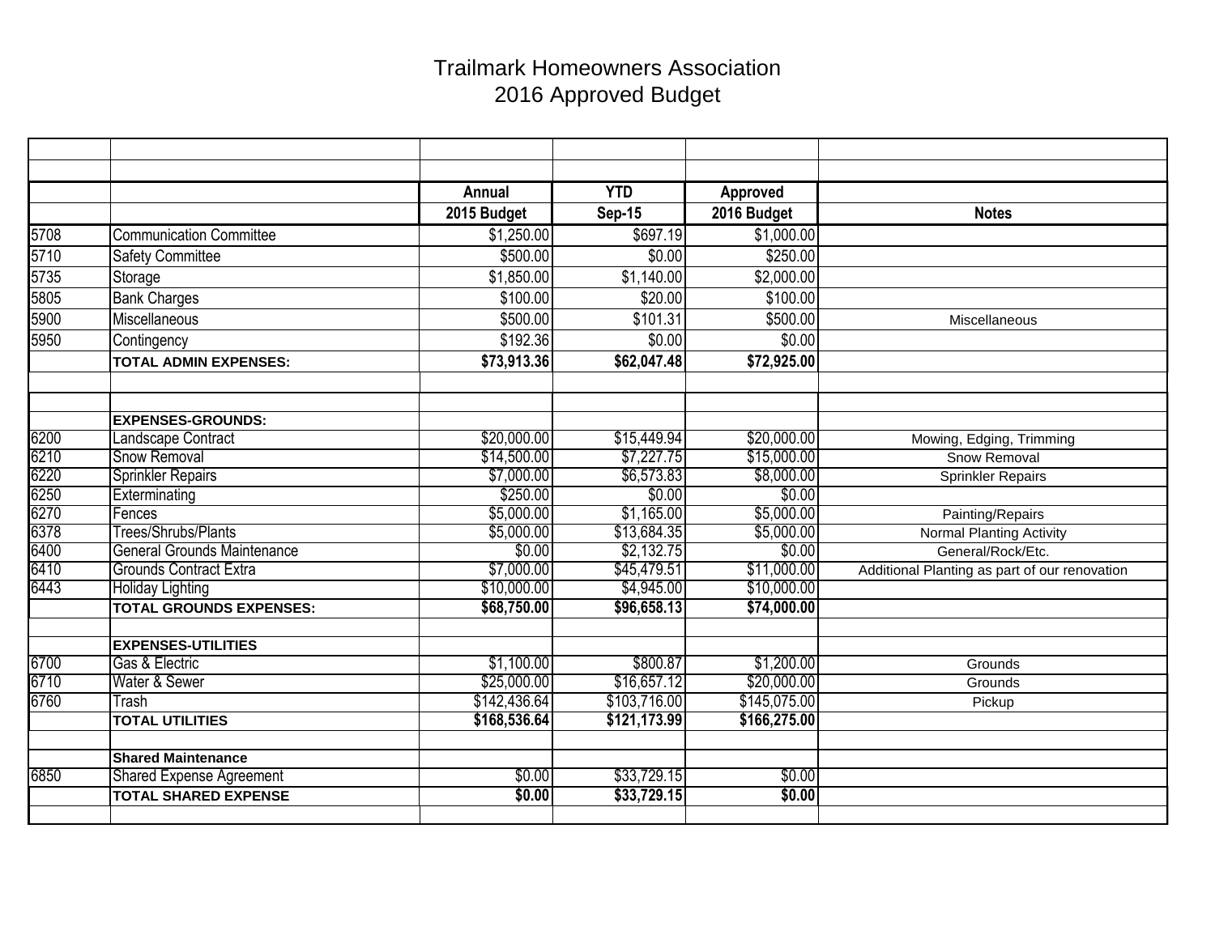# Trailmark Homeowners Association
## 2016 Approved Budget

| | | Annual<br>2015 Budget | YTD<br>Sep-15 | Approved<br>2016 Budget | Notes |
|---|---|---|---|---|---|
| 5708 | Communication Committee | $1,250.00 | $697.19 | $1,000.00 | |
| 5710 | Safety Committee | $500.00 | $0.00 | $250.00 | |
| 5735 | Storage | $1,850.00 | $1,140.00 | $2,000.00 | |
| 5805 | Bank Charges | $100.00 | $20.00 | $100.00 | |
| 5900 | Miscellaneous | $500.00 | $101.31 | $500.00 | Miscellaneous |
| 5950 | Contingency | $192.36 | $0.00 | $0.00 | |
| | **TOTAL ADMIN EXPENSES:** | **$73,913.36** | **$62,047.48** | **$72,925.00** | |
| | | | | | |
| | | | | | |
| | **EXPENSES-GROUNDS:** | | | | |
| 6200 | Landscape Contract | $20,000.00 | $15,449.94 | $20,000.00 | Mowing, Edging, Trimming |
| 6210 | Snow Removal | $14,500.00 | $7,227.75 | $15,000.00 | Snow Removal |
| 6220 | Sprinkler Repairs | $7,000.00 | $6,573.83 | $8,000.00 | Sprinkler Repairs |
| 6250 | Exterminating | $250.00 | $0.00 | $0.00 | |
| 6270 | Fences | $5,000.00 | $1,165.00 | $5,000.00 | Painting/Repairs |
| 6378 | Trees/Shrubs/Plants | $5,000.00 | $13,684.35 | $5,000.00 | Normal Planting Activity |
| 6400 | General Grounds Maintenance | $0.00 | $2,132.75 | $0.00 | General/Rock/Etc. |
| 6410 | Grounds Contract Extra | $7,000.00 | $45,479.51 | $11,000.00 | Additional Planting as part of our renovation |
| 6443 | Holiday Lighting | $10,000.00 | $4,945.00 | $10,000.00 | |
| | **TOTAL GROUNDS EXPENSES:** | **$68,750.00** | **$96,658.13** | **$74,000.00** | |
| | | | | | |
| | **EXPENSES-UTILITIES** | | | | |
| 6700 | Gas & Electric | $1,100.00 | $800.87 | $1,200.00 | Grounds |
| 6710 | Water & Sewer | $25,000.00 | $16,657.12 | $20,000.00 | Grounds |
| 6760 | Trash | $142,436.64 | $103,716.00 | $145,075.00 | Pickup |
| | **TOTAL UTILITIES** | **$168,536.64** | **$121,173.99** | **$166,275.00** | |
| | | | | | |
| | **Shared Maintenance** | | | | |
| 6850 | Shared Expense Agreement | $0.00 | $33,729.15 | $0.00 | |
| | **TOTAL SHARED EXPENSE** | **$0.00** | **$33,729.15** | **$0.00** | |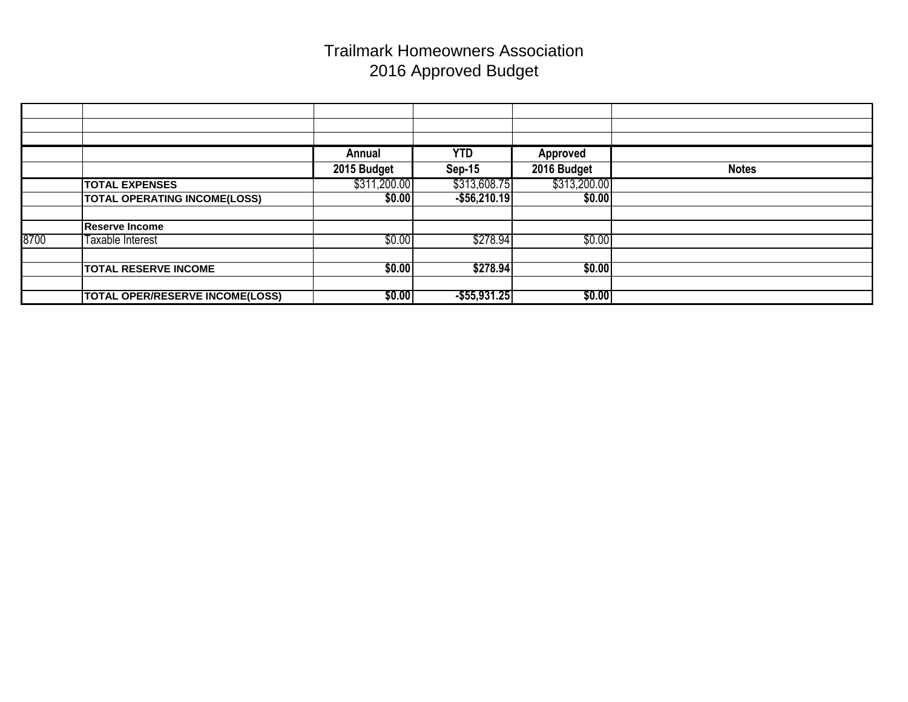# Trailmark Homeowners Association
## 2016 Approved Budget

| | | | | | |
|---|---|---|---|---|---|
| | | | | | |
| | | | | | |
| | | | | | |
| | | **Annual** | **YTD** | **Approved** | |
| | | **2015 Budget** | **Sep-15** | **2016 Budget** | **Notes** |
| | **TOTAL EXPENSES** | $311,200.00 | $313,608.75 | $313,200.00 | |
| | **TOTAL OPERATING INCOME(LOSS)** | **$0.00** | **-$56,210.19** | **$0.00** | |
| | | | | | |
| | **Reserve Income** | | | | |
| 8700 | Taxable Interest | $0.00 | $278.94 | $0.00 | |
| | | | | | |
| | **TOTAL RESERVE INCOME** | **$0.00** | **$278.94** | **$0.00** | |
| | | | | | |
| | **TOTAL OPER/RESERVE INCOME(LOSS)** | **$0.00** | **-$55,931.25** | **$0.00** | |